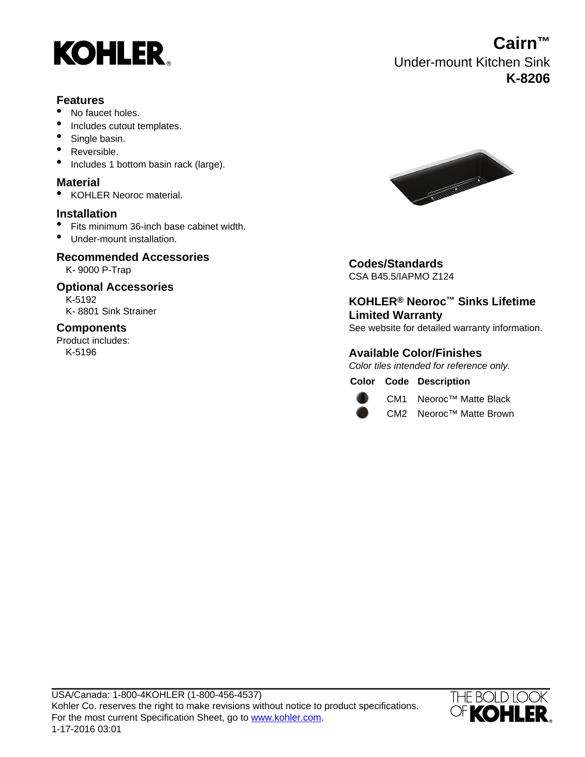# KOHLER

# Cairn™

Under-mount Kitchen Sink

**K-8206**

## Features

- No faucet holes.
- Includes cutout templates.
- Single basin.
- Reversible.
- Includes 1 bottom basin rack (large).

## Material

- KOHLER Neoroc material.

## Installation

- Fits minimum 36-inch base cabinet width.
- Under-mount installation.

## Recommended Accessories

K- 9000 P-Trap

## Optional Accessories

K-5192
K- 8801 Sink Strainer

## Components

Product includes:
K-5196

## Codes/Standards

CSA B45.5/IAPMO Z124

## KOHLER® Neoroc™ Sinks Lifetime Limited Warranty

See website for detailed warranty information.

## Available Color/Finishes

*Color tiles intended for reference only.*

| Color | Code | Description |
|---|---|---|
| | CM1 | Neoroc™ Matte Black |
| | CM2 | Neoroc™ Matte Brown |

USA/Canada: 1-800-4KOHLER (1-800-456-4537)
Kohler Co. reserves the right to make revisions without notice to product specifications.
For the most current Specification Sheet, go to [www.kohler.com](http://www.kohler.com).
1-17-2016 03:01

THE BOLD LOOK OF KOHLER.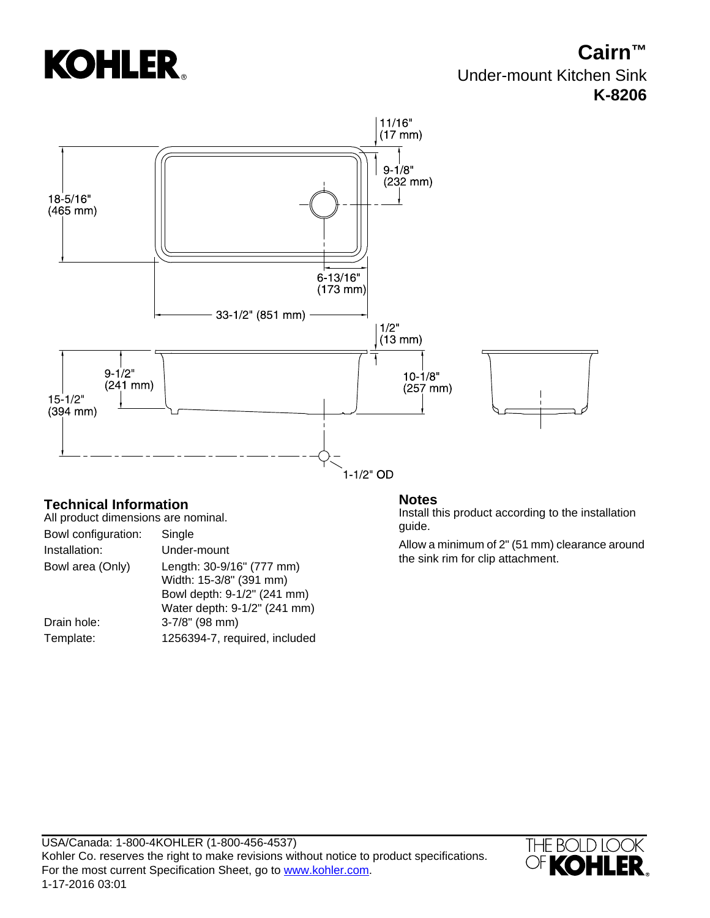KOHLER

# Cairn™

Under-mount Kitchen Sink

**K-8206**

11/16" (17 mm)

9-1/8" (232 mm)

18-5/16" (465 mm)

6-13/16" (173 mm)

33-1/2" (851 mm)

1/2" (13 mm)

9-1/2" (241 mm)

10-1/8" (257 mm)

15-1/2" (394 mm)

1-1/2" OD

## Technical Information

All product dimensions are nominal.

| | |
|---|---|
| Bowl configuration: | Single |
| Installation: | Under-mount |
| Bowl area (Only) | Length: 30-9/16" (777 mm)<br>Width: 15-3/8" (391 mm)<br>Bowl depth: 9-1/2" (241 mm)<br>Water depth: 9-1/2" (241 mm) |
| Drain hole: | 3-7/8" (98 mm) |
| Template: | 1256394-7, required, included |

## Notes

Install this product according to the installation guide.

Allow a minimum of 2" (51 mm) clearance around the sink rim for clip attachment.

USA/Canada: 1-800-4KOHLER (1-800-456-4537)
Kohler Co. reserves the right to make revisions without notice to product specifications.
For the most current Specification Sheet, go to www.kohler.com.
1-17-2016 03:01

THE BOLD LOOK OF KOHLER.